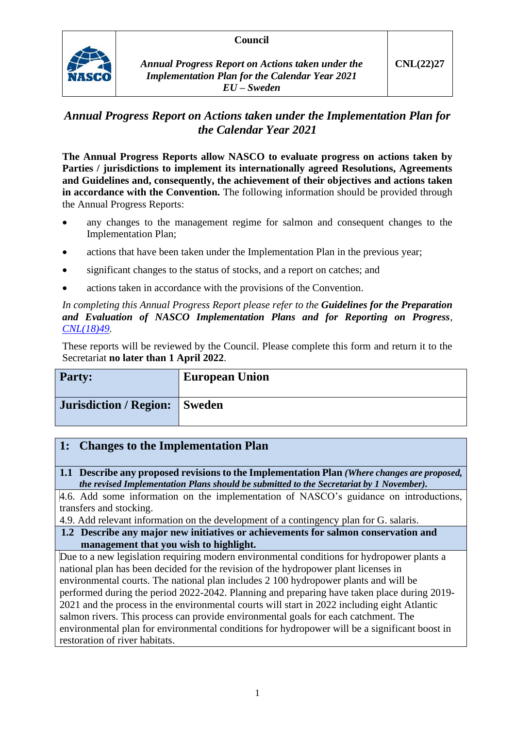| | Council | |
|---|---|---|
| NASCO | *Annual Progress Report on Actions taken under the Implementation Plan for the Calendar Year 2021 EU – Sweden* | **CNL(22)27** |

# *Annual Progress Report on Actions taken under the Implementation Plan for the Calendar Year 2021*

**The Annual Progress Reports allow NASCO to evaluate progress on actions taken by Parties / jurisdictions to implement its internationally agreed Resolutions, Agreements and Guidelines and, consequently, the achievement of their objectives and actions taken in accordance with the Convention.** The following information should be provided through the Annual Progress Reports:

- any changes to the management regime for salmon and consequent changes to the Implementation Plan;
- actions that have been taken under the Implementation Plan in the previous year;
- significant changes to the status of stocks, and a report on catches; and
- actions taken in accordance with the provisions of the Convention.

*In completing this Annual Progress Report please refer to the* ***Guidelines for the Preparation and Evaluation of NASCO Implementation Plans and for Reporting on Progress****,* *CNL(18)49.*

These reports will be reviewed by the Council. Please complete this form and return it to the Secretariat **no later than 1 April 2022**.

| **Party:** | **European Union** |
|---|---|
| **Jurisdiction / Region:** | **Sweden** |

## 1: Changes to the Implementation Plan

**1.1 Describe any proposed revisions to the Implementation Plan** ***(Where changes are proposed, the revised Implementation Plans should be submitted to the Secretariat by 1 November).***

4.6. Add some information on the implementation of NASCO's guidance on introductions, transfers and stocking.

4.9. Add relevant information on the development of a contingency plan for G. salaris.

**1.2 Describe any major new initiatives or achievements for salmon conservation and management that you wish to highlight.**

Due to a new legislation requiring modern environmental conditions for hydropower plants a national plan has been decided for the revision of the hydropower plant licenses in environmental courts. The national plan includes 2 100 hydropower plants and will be performed during the period 2022-2042. Planning and preparing have taken place during 2019-2021 and the process in the environmental courts will start in 2022 including eight Atlantic salmon rivers. This process can provide environmental goals for each catchment. The environmental plan for environmental conditions for hydropower will be a significant boost in restoration of river habitats.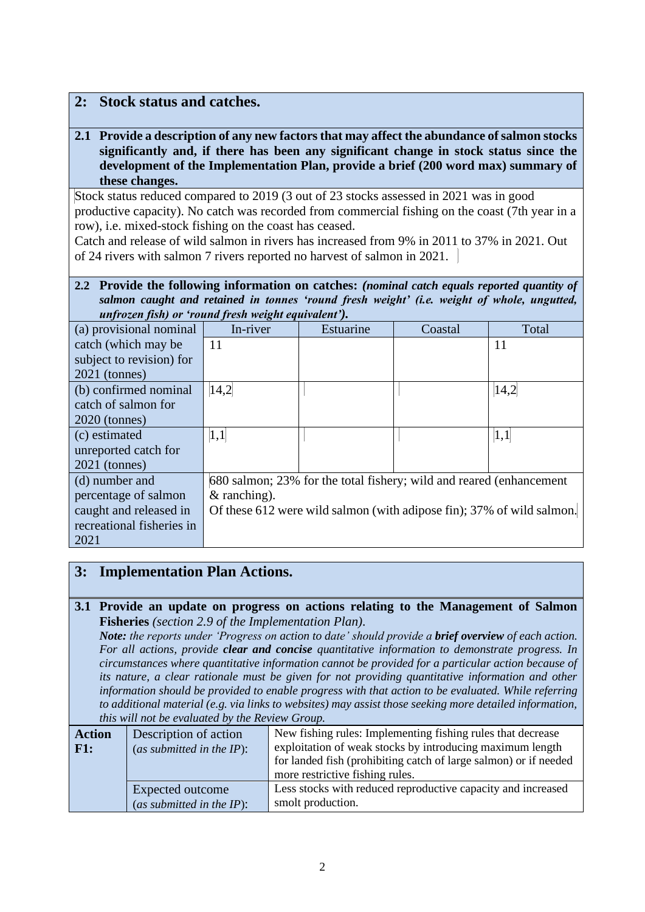## 2: Stock status and catches.

**2.1 Provide a description of any new factors that may affect the abundance of salmon stocks significantly and, if there has been any significant change in stock status since the development of the Implementation Plan, provide a brief (200 word max) summary of these changes.**

Stock status reduced compared to 2019 (3 out of 23 stocks assessed in 2021 was in good productive capacity). No catch was recorded from commercial fishing on the coast (7th year in a row), i.e. mixed-stock fishing on the coast has ceased.

Catch and release of wild salmon in rivers has increased from 9% in 2011 to 37% in 2021. Out of 24 rivers with salmon 7 rivers reported no harvest of salmon in 2021.

**2.2 Provide the following information on catches:** ***(nominal catch equals reported quantity of salmon caught and retained in tonnes 'round fresh weight' (i.e. weight of whole, ungutted, unfrozen fish) or 'round fresh weight equivalent').***

| | In-river | Estuarine | Coastal | Total |
|---|---|---|---|---|
| (a) provisional nominal catch (which may be subject to revision) for 2021 (tonnes) | 11 | | | 11 |
| (b) confirmed nominal catch of salmon for 2020 (tonnes) | 14,2 | | | 14,2 |
| (c) estimated unreported catch for 2021 (tonnes) | 1,1 | | | 1,1 |
| (d) number and percentage of salmon caught and released in recreational fisheries in 2021 | 680 salmon; 23% for the total fishery; wild and reared (enhancement & ranching). Of these 612 were wild salmon (with adipose fin); 37% of wild salmon. | | | |

## 3: Implementation Plan Actions.

**3.1 Provide an update on progress on actions relating to the Management of Salmon Fisheries** *(section 2.9 of the Implementation Plan).*

***Note:*** *the reports under 'Progress on action to date' should provide a* ***brief overview*** *of each action. For all actions, provide* ***clear and concise*** *quantitative information to demonstrate progress. In circumstances where quantitative information cannot be provided for a particular action because of its nature, a clear rationale must be given for not providing quantitative information and other information should be provided to enable progress with that action to be evaluated. While referring to additional material (e.g. via links to websites) may assist those seeking more detailed information, this will not be evaluated by the Review Group.*

| **Action F1:** | Description of action (*as submitted in the IP*): | New fishing rules: Implementing fishing rules that decrease exploitation of weak stocks by introducing maximum length for landed fish (prohibiting catch of large salmon) or if needed more restrictive fishing rules. |
|---|---|---|
| | Expected outcome (*as submitted in the IP*): | Less stocks with reduced reproductive capacity and increased smolt production. |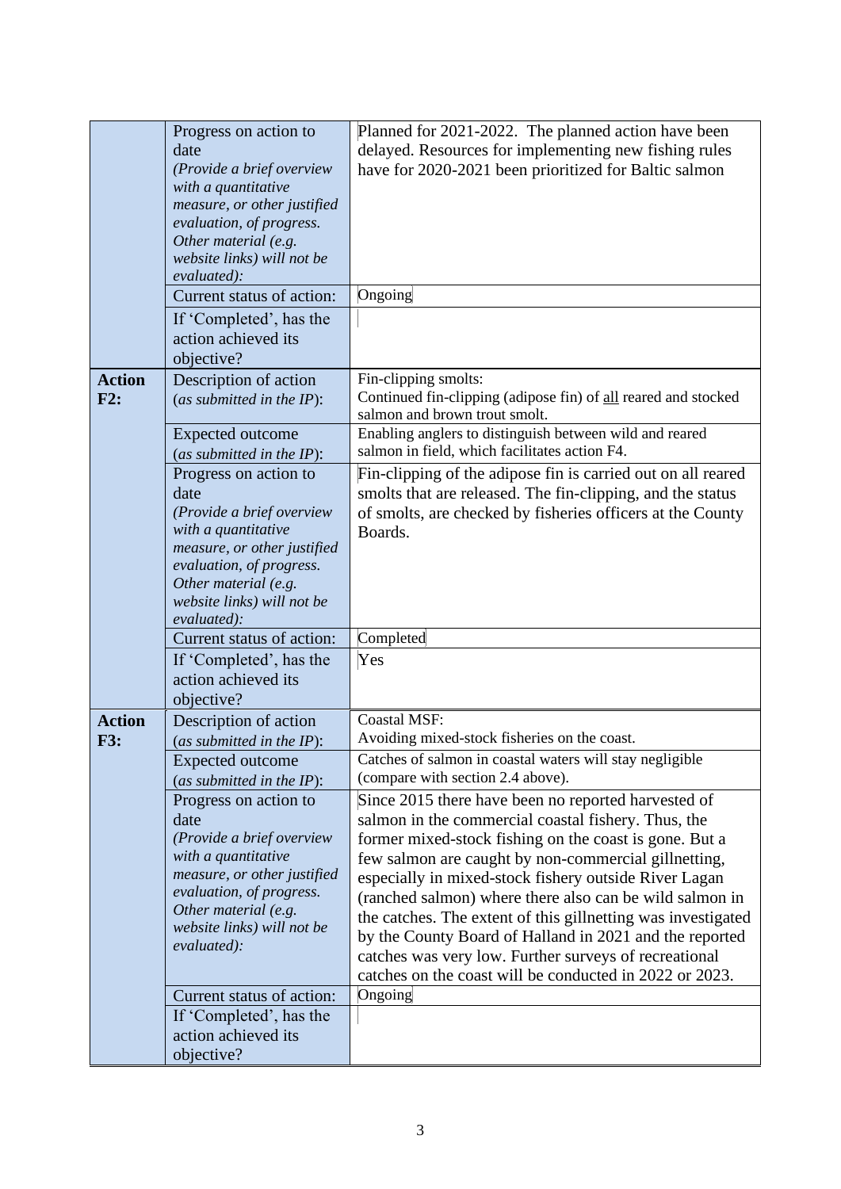| | | |
|---|---|---|
| | Progress on action to date *(Provide a brief overview with a quantitative measure, or other justified evaluation, of progress. Other material (e.g. website links) will not be evaluated):* | Planned for 2021-2022. The planned action have been delayed. Resources for implementing new fishing rules have for 2020-2021 been prioritized for Baltic salmon |
| | Current status of action: | Ongoing |
| | If 'Completed', has the action achieved its objective? | |
| **Action F2:** | Description of action (*as submitted in the IP*): | Fin-clipping smolts: Continued fin-clipping (adipose fin) of <u>all</u> reared and stocked salmon and brown trout smolt. |
| | Expected outcome (*as submitted in the IP*): | Enabling anglers to distinguish between wild and reared salmon in field, which facilitates action F4. |
| | Progress on action to date *(Provide a brief overview with a quantitative measure, or other justified evaluation, of progress. Other material (e.g. website links) will not be evaluated):* | Fin-clipping of the adipose fin is carried out on all reared smolts that are released. The fin-clipping, and the status of smolts, are checked by fisheries officers at the County Boards. |
| | Current status of action: | Completed |
| | If 'Completed', has the action achieved its objective? | Yes |
| **Action F3:** | Description of action (*as submitted in the IP*): | Coastal MSF: Avoiding mixed-stock fisheries on the coast. |
| | Expected outcome (*as submitted in the IP*): | Catches of salmon in coastal waters will stay negligible (compare with section 2.4 above). |
| | Progress on action to date *(Provide a brief overview with a quantitative measure, or other justified evaluation, of progress. Other material (e.g. website links) will not be evaluated):* | Since 2015 there have been no reported harvested of salmon in the commercial coastal fishery. Thus, the former mixed-stock fishing on the coast is gone. But a few salmon are caught by non-commercial gillnetting, especially in mixed-stock fishery outside River Lagan (ranched salmon) where there also can be wild salmon in the catches. The extent of this gillnetting was investigated by the County Board of Halland in 2021 and the reported catches was very low. Further surveys of recreational catches on the coast will be conducted in 2022 or 2023. |
| | Current status of action: | Ongoing |
| | If 'Completed', has the action achieved its objective? | |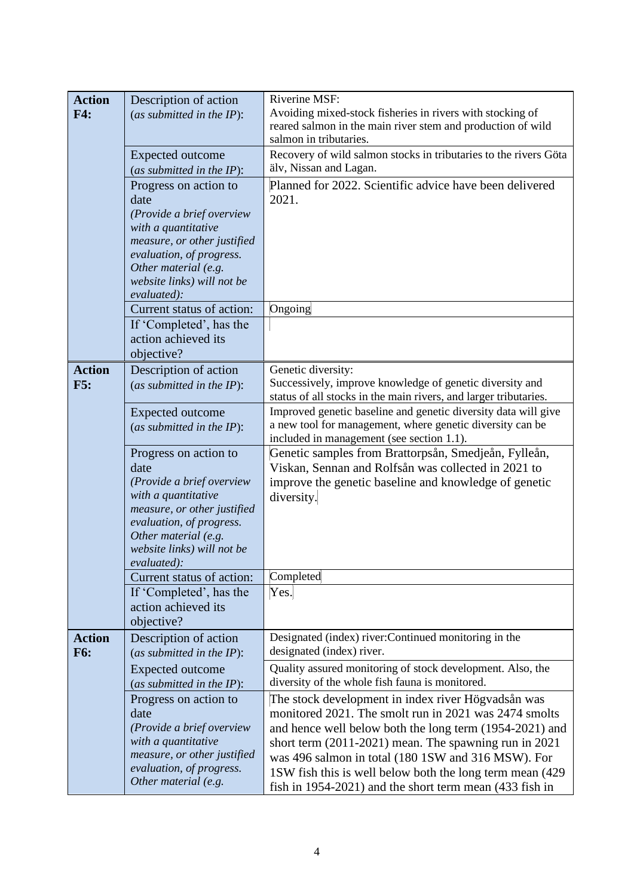| | | |
|---|---|---|
| **Action F4:** | Description of action (*as submitted in the IP*): | Riverine MSF: Avoiding mixed-stock fisheries in rivers with stocking of reared salmon in the main river stem and production of wild salmon in tributaries. |
| | Expected outcome (*as submitted in the IP*): | Recovery of wild salmon stocks in tributaries to the rivers Göta älv, Nissan and Lagan. |
| | Progress on action to date *(Provide a brief overview with a quantitative measure, or other justified evaluation, of progress. Other material (e.g. website links) will not be evaluated):* | Planned for 2022. Scientific advice have been delivered 2021. |
| | Current status of action: | Ongoing |
| | If 'Completed', has the action achieved its objective? | |
| **Action F5:** | Description of action (*as submitted in the IP*): | Genetic diversity: Successively, improve knowledge of genetic diversity and status of all stocks in the main rivers, and larger tributaries. |
| | Expected outcome (*as submitted in the IP*): | Improved genetic baseline and genetic diversity data will give a new tool for management, where genetic diversity can be included in management (see section 1.1). |
| | Progress on action to date *(Provide a brief overview with a quantitative measure, or other justified evaluation, of progress. Other material (e.g. website links) will not be evaluated):* | Genetic samples from Brattorpsån, Smedjeån, Fylleån, Viskan, Sennan and Rolfsån was collected in 2021 to improve the genetic baseline and knowledge of genetic diversity. |
| | Current status of action: | Completed |
| | If 'Completed', has the action achieved its objective? | Yes. |
| **Action F6:** | Description of action (*as submitted in the IP*): | Designated (index) river:Continued monitoring in the designated (index) river. |
| | Expected outcome (*as submitted in the IP*): | Quality assured monitoring of stock development. Also, the diversity of the whole fish fauna is monitored. |
| | Progress on action to date *(Provide a brief overview with a quantitative measure, or other justified evaluation, of progress. Other material (e.g.* | The stock development in index river Högvadsån was monitored 2021. The smolt run in 2021 was 2474 smolts and hence well below both the long term (1954-2021) and short term (2011-2021) mean. The spawning run in 2021 was 496 salmon in total (180 1SW and 316 MSW). For 1SW fish this is well below both the long term mean (429 fish in 1954-2021) and the short term mean (433 fish in |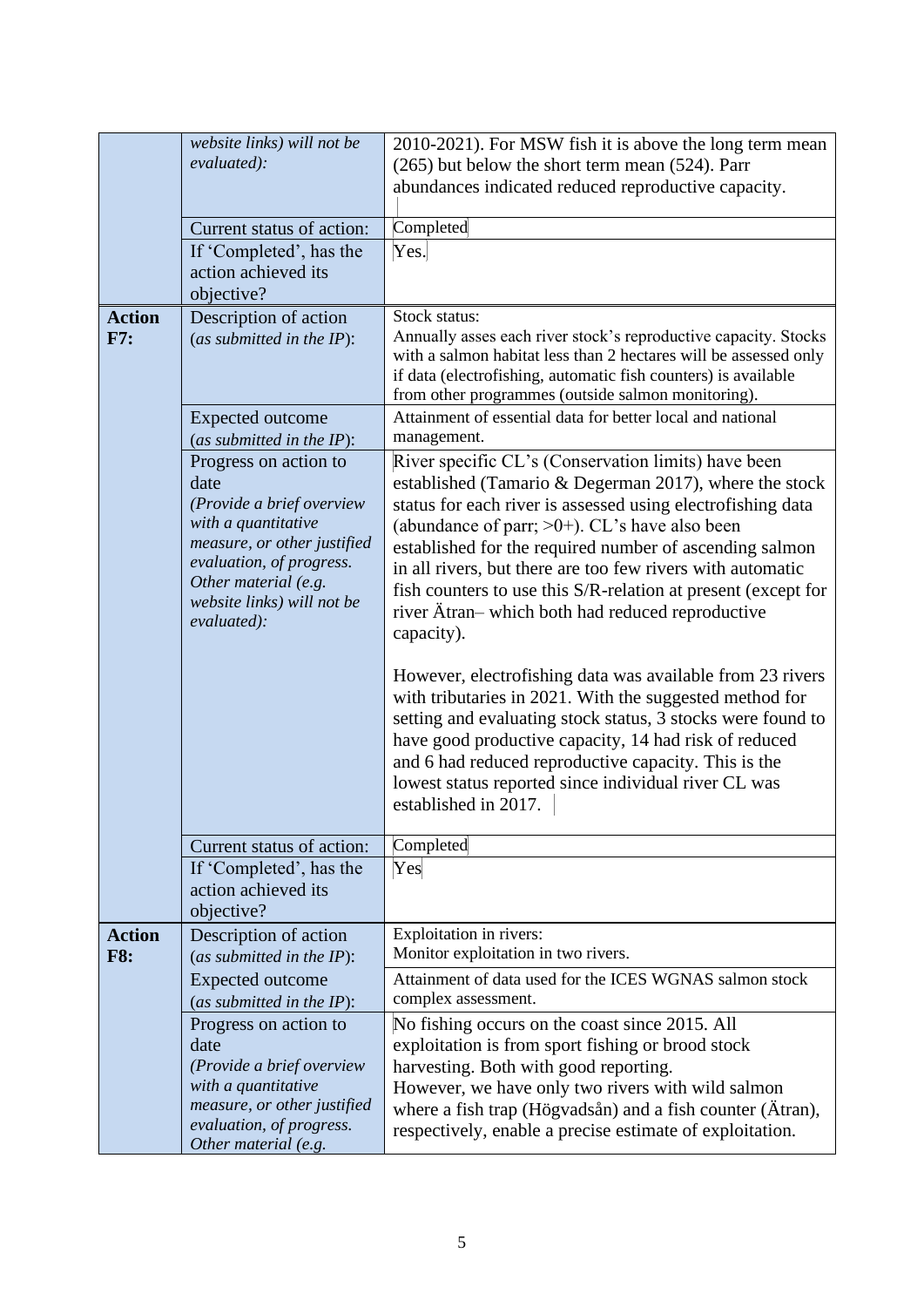| | | |
|---|---|---|
| | *website links) will not be evaluated):* | 2010-2021). For MSW fish it is above the long term mean (265) but below the short term mean (524). Parr abundances indicated reduced reproductive capacity. |
| | Current status of action: | Completed |
| | If 'Completed', has the action achieved its objective? | Yes. |
| **Action F7:** | Description of action (*as submitted in the IP*): | Stock status:<br>Annually asses each river stock's reproductive capacity. Stocks with a salmon habitat less than 2 hectares will be assessed only if data (electrofishing, automatic fish counters) is available from other programmes (outside salmon monitoring). |
| | Expected outcome (*as submitted in the IP*): | Attainment of essential data for better local and national management. |
| | Progress on action to date *(Provide a brief overview with a quantitative measure, or other justified evaluation, of progress. Other material (e.g. website links) will not be evaluated):* | River specific CL's (Conservation limits) have been established (Tamario & Degerman 2017), where the stock status for each river is assessed using electrofishing data (abundance of parr; >0+). CL's have also been established for the required number of ascending salmon in all rivers, but there are too few rivers with automatic fish counters to use this S/R-relation at present (except for river Ätran– which both had reduced reproductive capacity).<br><br>However, electrofishing data was available from 23 rivers with tributaries in 2021. With the suggested method for setting and evaluating stock status, 3 stocks were found to have good productive capacity, 14 had risk of reduced and 6 had reduced reproductive capacity. This is the lowest status reported since individual river CL was established in 2017. |
| | Current status of action: | Completed |
| | If 'Completed', has the action achieved its objective? | Yes |
| **Action F8:** | Description of action (*as submitted in the IP*): | Exploitation in rivers:<br>Monitor exploitation in two rivers. |
| | Expected outcome (*as submitted in the IP*): | Attainment of data used for the ICES WGNAS salmon stock complex assessment. |
| | Progress on action to date *(Provide a brief overview with a quantitative measure, or other justified evaluation, of progress. Other material (e.g.* | No fishing occurs on the coast since 2015. All exploitation is from sport fishing or brood stock harvesting. Both with good reporting.<br>However, we have only two rivers with wild salmon where a fish trap (Högvadsån) and a fish counter (Ätran), respectively, enable a precise estimate of exploitation. |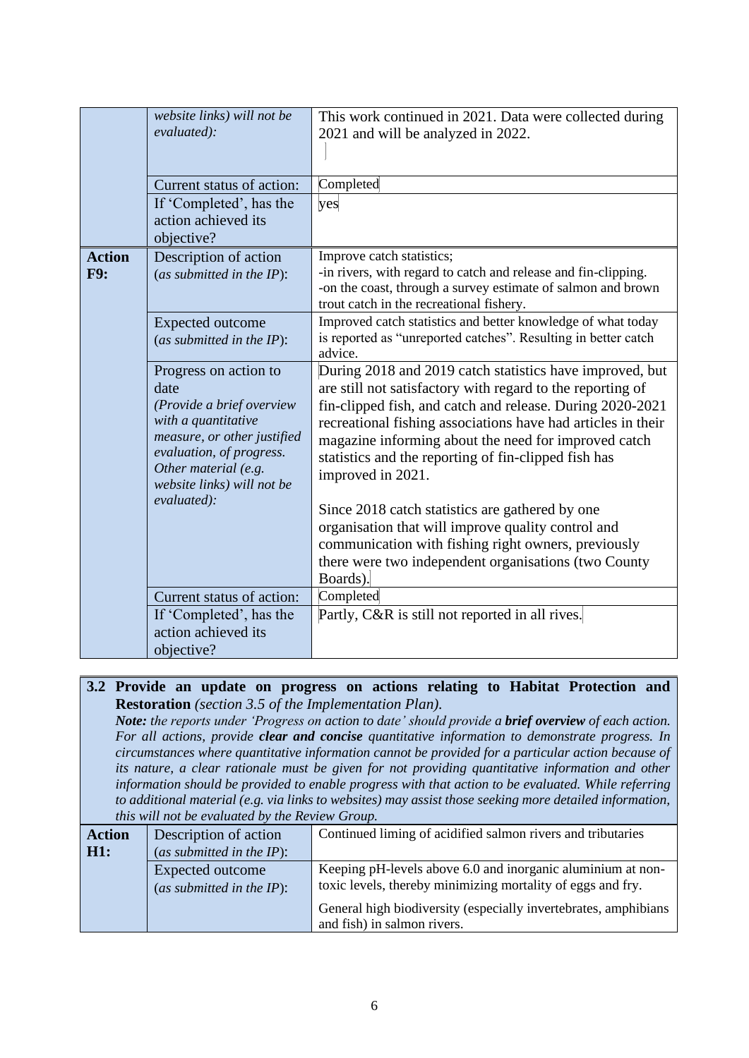| | | |
|---|---|---|
| | *website links) will not be evaluated):* | This work continued in 2021. Data were collected during 2021 and will be analyzed in 2022. |
| | Current status of action: | Completed |
| | If 'Completed', has the action achieved its objective? | yes |
| **Action F9:** | Description of action (*as submitted in the IP*): | Improve catch statistics;<br>-in rivers, with regard to catch and release and fin-clipping.<br>-on the coast, through a survey estimate of salmon and brown trout catch in the recreational fishery. |
| | Expected outcome (*as submitted in the IP*): | Improved catch statistics and better knowledge of what today is reported as "unreported catches". Resulting in better catch advice. |
| | Progress on action to date *(Provide a brief overview with a quantitative measure, or other justified evaluation, of progress. Other material (e.g. website links) will not be evaluated):* | During 2018 and 2019 catch statistics have improved, but are still not satisfactory with regard to the reporting of fin-clipped fish, and catch and release. During 2020-2021 recreational fishing associations have had articles in their magazine informing about the need for improved catch statistics and the reporting of fin-clipped fish has improved in 2021.<br><br>Since 2018 catch statistics are gathered by one organisation that will improve quality control and communication with fishing right owners, previously there were two independent organisations (two County Boards). |
| | Current status of action: | Completed |
| | If 'Completed', has the action achieved its objective? | Partly, C&R is still not reported in all rives. |

**3.2 Provide an update on progress on actions relating to Habitat Protection and Restoration** *(section 3.5 of the Implementation Plan).*
***Note:*** *the reports under 'Progress on action to date' should provide a* ***brief overview*** *of each action. For all actions, provide* ***clear and concise*** *quantitative information to demonstrate progress. In circumstances where quantitative information cannot be provided for a particular action because of its nature, a clear rationale must be given for not providing quantitative information and other information should be provided to enable progress with that action to be evaluated. While referring to additional material (e.g. via links to websites) may assist those seeking more detailed information, this will not be evaluated by the Review Group.*

| | | |
|---|---|---|
| **Action H1:** | Description of action (*as submitted in the IP*): | Continued liming of acidified salmon rivers and tributaries |
| | Expected outcome (*as submitted in the IP*): | Keeping pH-levels above 6.0 and inorganic aluminium at non-toxic levels, thereby minimizing mortality of eggs and fry.<br><br>General high biodiversity (especially invertebrates, amphibians and fish) in salmon rivers. |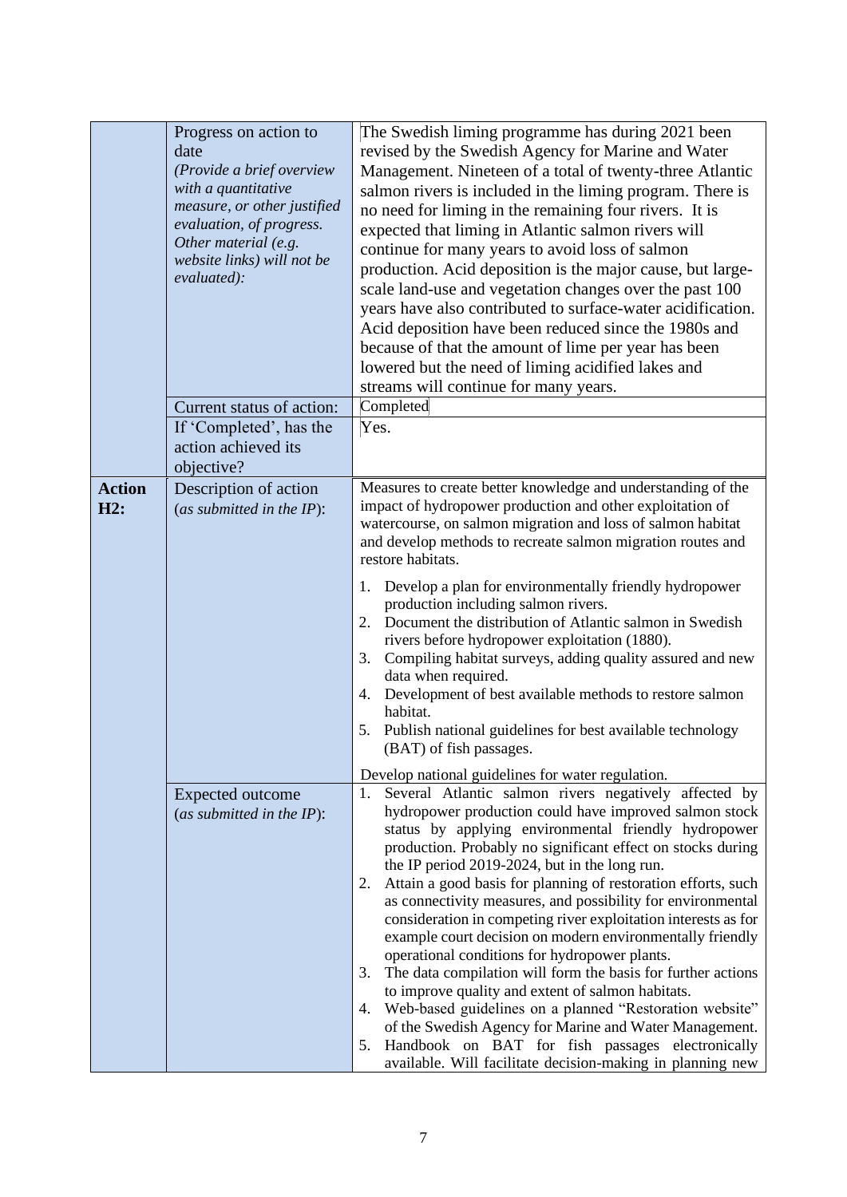| | | |
|---|---|---|
| | Progress on action to date<br>*(Provide a brief overview with a quantitative measure, or other justified evaluation, of progress. Other material (e.g. website links) will not be evaluated):* | The Swedish liming programme has during 2021 been revised by the Swedish Agency for Marine and Water Management. Nineteen of a total of twenty-three Atlantic salmon rivers is included in the liming program. There is no need for liming in the remaining four rivers. It is expected that liming in Atlantic salmon rivers will continue for many years to avoid loss of salmon production. Acid deposition is the major cause, but large-scale land-use and vegetation changes over the past 100 years have also contributed to surface-water acidification. Acid deposition have been reduced since the 1980s and because of that the amount of lime per year has been lowered but the need of liming acidified lakes and streams will continue for many years. |
| | Current status of action: | Completed |
| | If 'Completed', has the action achieved its objective? | Yes. |
| **Action H2:** | Description of action (*as submitted in the IP*): | Measures to create better knowledge and understanding of the impact of hydropower production and other exploitation of watercourse, on salmon migration and loss of salmon habitat and develop methods to recreate salmon migration routes and restore habitats.<br><br>1. Develop a plan for environmentally friendly hydropower production including salmon rivers.<br>2. Document the distribution of Atlantic salmon in Swedish rivers before hydropower exploitation (1880).<br>3. Compiling habitat surveys, adding quality assured and new data when required.<br>4. Development of best available methods to restore salmon habitat.<br>5. Publish national guidelines for best available technology (BAT) of fish passages.<br><br>Develop national guidelines for water regulation. |
| | Expected outcome (*as submitted in the IP*): | 1. Several Atlantic salmon rivers negatively affected by hydropower production could have improved salmon stock status by applying environmental friendly hydropower production. Probably no significant effect on stocks during the IP period 2019-2024, but in the long run.<br>2. Attain a good basis for planning of restoration efforts, such as connectivity measures, and possibility for environmental consideration in competing river exploitation interests as for example court decision on modern environmentally friendly operational conditions for hydropower plants.<br>3. The data compilation will form the basis for further actions to improve quality and extent of salmon habitats.<br>4. Web-based guidelines on a planned "Restoration website" of the Swedish Agency for Marine and Water Management.<br>5. Handbook on BAT for fish passages electronically available. Will facilitate decision-making in planning new |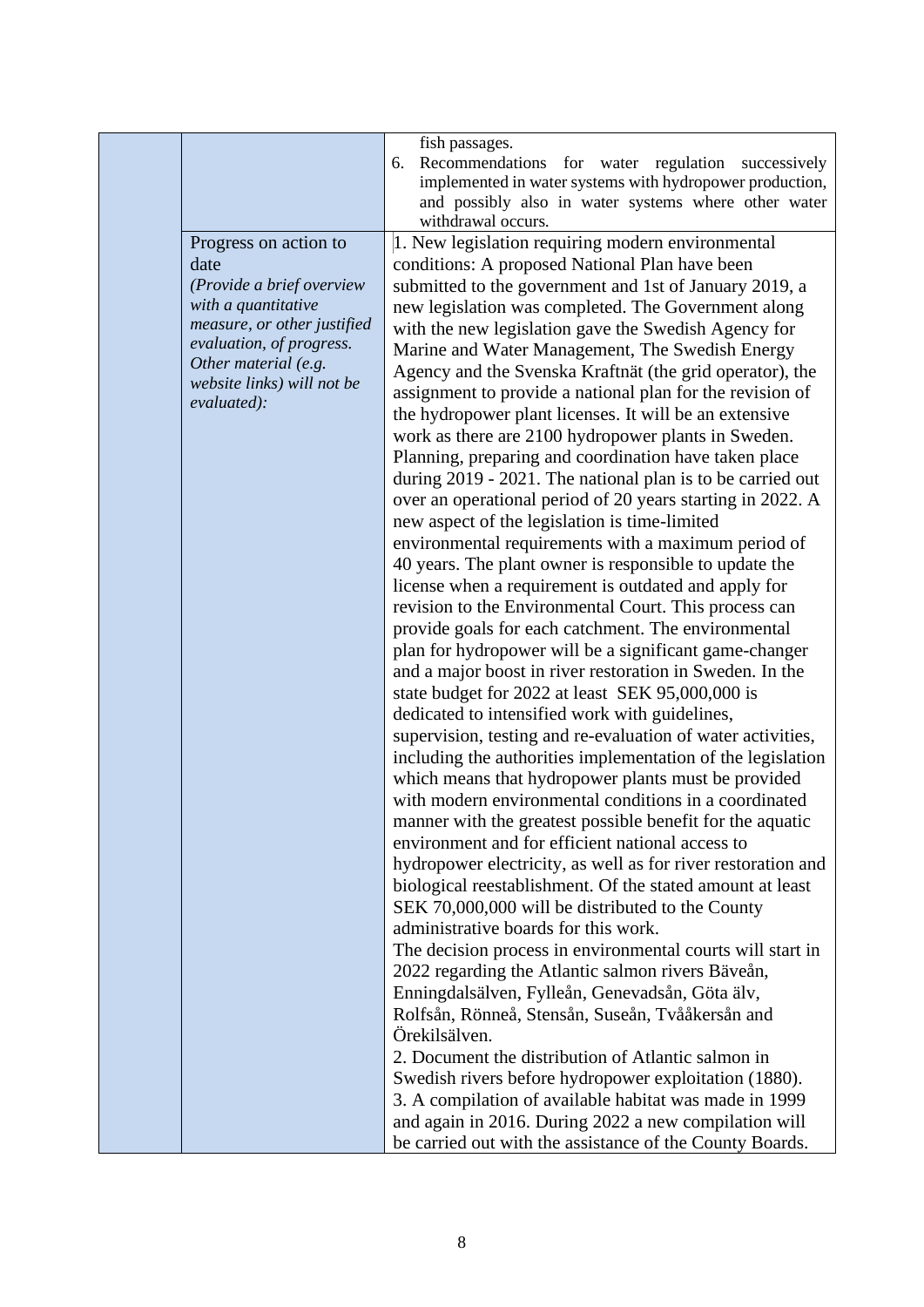| | | |
|---|---|---|
| | | fish passages.<br>6. Recommendations for water regulation successively implemented in water systems with hydropower production, and possibly also in water systems where other water withdrawal occurs. |
| | Progress on action to date<br>*(Provide a brief overview with a quantitative measure, or other justified evaluation, of progress. Other material (e.g. website links) will not be evaluated):* | 1. New legislation requiring modern environmental conditions: A proposed National Plan have been submitted to the government and 1st of January 2019, a new legislation was completed. The Government along with the new legislation gave the Swedish Agency for Marine and Water Management, The Swedish Energy Agency and the Svenska Kraftnät (the grid operator), the assignment to provide a national plan for the revision of the hydropower plant licenses. It will be an extensive work as there are 2100 hydropower plants in Sweden. Planning, preparing and coordination have taken place during 2019 - 2021. The national plan is to be carried out over an operational period of 20 years starting in 2022. A new aspect of the legislation is time-limited environmental requirements with a maximum period of 40 years. The plant owner is responsible to update the license when a requirement is outdated and apply for revision to the Environmental Court. This process can provide goals for each catchment. The environmental plan for hydropower will be a significant game-changer and a major boost in river restoration in Sweden. In the state budget for 2022 at least SEK 95,000,000 is dedicated to intensified work with guidelines, supervision, testing and re-evaluation of water activities, including the authorities implementation of the legislation which means that hydropower plants must be provided with modern environmental conditions in a coordinated manner with the greatest possible benefit for the aquatic environment and for efficient national access to hydropower electricity, as well as for river restoration and biological reestablishment. Of the stated amount at least SEK 70,000,000 will be distributed to the County administrative boards for this work.<br>The decision process in environmental courts will start in 2022 regarding the Atlantic salmon rivers Bäveån, Enningdalsälven, Fylleån, Genevadsån, Göta älv, Rolfsån, Rönneå, Stensån, Suseån, Tvååkersån and Örekilsälven.<br>2. Document the distribution of Atlantic salmon in Swedish rivers before hydropower exploitation (1880).<br>3. A compilation of available habitat was made in 1999 and again in 2016. During 2022 a new compilation will be carried out with the assistance of the County Boards. |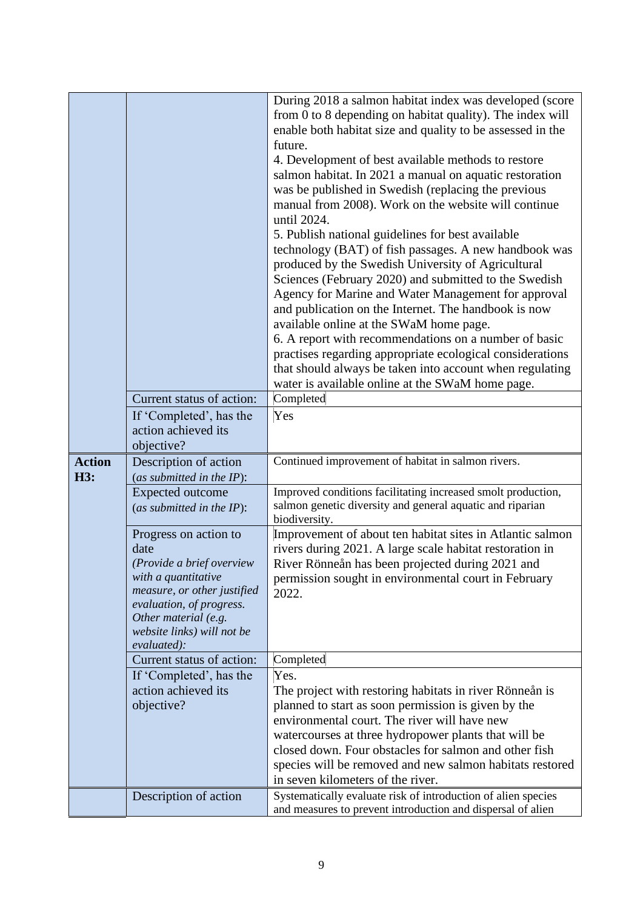| | | |
|---|---|---|
| | | During 2018 a salmon habitat index was developed (score from 0 to 8 depending on habitat quality). The index will enable both habitat size and quality to be assessed in the future.<br>4. Development of best available methods to restore salmon habitat. In 2021 a manual on aquatic restoration was be published in Swedish (replacing the previous manual from 2008). Work on the website will continue until 2024.<br>5. Publish national guidelines for best available technology (BAT) of fish passages. A new handbook was produced by the Swedish University of Agricultural Sciences (February 2020) and submitted to the Swedish Agency for Marine and Water Management for approval and publication on the Internet. The handbook is now available online at the SWaM home page.<br>6. A report with recommendations on a number of basic practises regarding appropriate ecological considerations that should always be taken into account when regulating water is available online at the SWaM home page. |
| | Current status of action: | Completed |
| | If 'Completed', has the action achieved its objective? | Yes |
| **Action H3:** | Description of action (*as submitted in the IP*): | Continued improvement of habitat in salmon rivers. |
| | Expected outcome (*as submitted in the IP*): | Improved conditions facilitating increased smolt production, salmon genetic diversity and general aquatic and riparian biodiversity. |
| | Progress on action to date *(Provide a brief overview with a quantitative measure, or other justified evaluation, of progress. Other material (e.g. website links) will not be evaluated):* | Improvement of about ten habitat sites in Atlantic salmon rivers during 2021. A large scale habitat restoration in River Rönneån has been projected during 2021 and permission sought in environmental court in February 2022. |
| | Current status of action: | Completed |
| | If 'Completed', has the action achieved its objective? | Yes.<br>The project with restoring habitats in river Rönneån is planned to start as soon permission is given by the environmental court. The river will have new watercourses at three hydropower plants that will be closed down. Four obstacles for salmon and other fish species will be removed and new salmon habitats restored in seven kilometers of the river. |
| | Description of action | Systematically evaluate risk of introduction of alien species and measures to prevent introduction and dispersal of alien |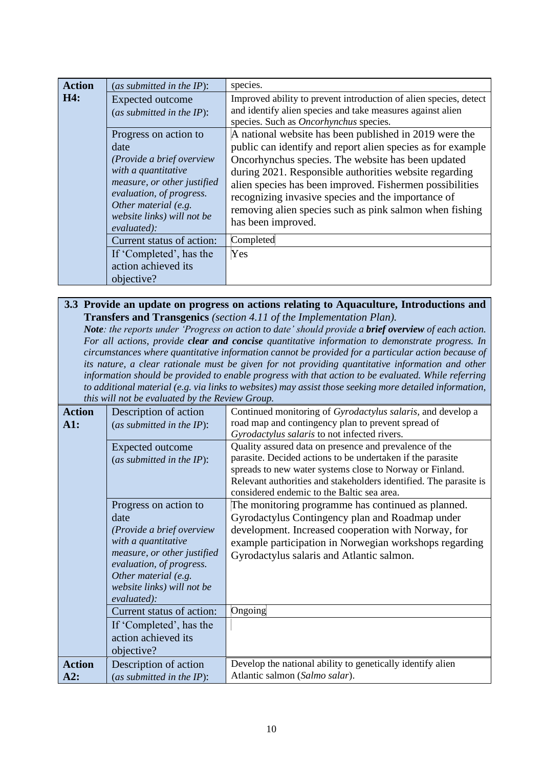| Action H4: | (*as submitted in the IP*): | species. |
|---|---|---|
| | Expected outcome (*as submitted in the IP*): | Improved ability to prevent introduction of alien species, detect and identify alien species and take measures against alien species. Such as *Oncorhynchus* species. |
| | Progress on action to date *(Provide a brief overview with a quantitative measure, or other justified evaluation, of progress. Other material (e.g. website links) will not be evaluated):* | A national website has been published in 2019 were the public can identify and report alien species as for example Oncorhynchus species. The website has been updated during 2021. Responsible authorities website regarding alien species has been improved. Fishermen possibilities recognizing invasive species and the importance of removing alien species such as pink salmon when fishing has been improved. |
| | Current status of action: | Completed |
| | If 'Completed', has the action achieved its objective? | Yes |

**3.3 Provide an update on progress on actions relating to Aquaculture, Introductions and Transfers and Transgenics** *(section 4.11 of the Implementation Plan).*

***Note**: the reports under 'Progress on action to date' should provide a **brief overview** of each action. For all actions, provide **clear and concise** quantitative information to demonstrate progress. In circumstances where quantitative information cannot be provided for a particular action because of its nature, a clear rationale must be given for not providing quantitative information and other information should be provided to enable progress with that action to be evaluated. While referring to additional material (e.g. via links to websites) may assist those seeking more detailed information, this will not be evaluated by the Review Group.*

| Action A1: | Description of action (*as submitted in the IP*): | Continued monitoring of *Gyrodactylus salaris*, and develop a road map and contingency plan to prevent spread of *Gyrodactylus salaris* to not infected rivers. |
|---|---|---|
| | Expected outcome (*as submitted in the IP*): | Quality assured data on presence and prevalence of the parasite. Decided actions to be undertaken if the parasite spreads to new water systems close to Norway or Finland. Relevant authorities and stakeholders identified. The parasite is considered endemic to the Baltic sea area. |
| | Progress on action to date *(Provide a brief overview with a quantitative measure, or other justified evaluation, of progress. Other material (e.g. website links) will not be evaluated):* | The monitoring programme has continued as planned. Gyrodactylus Contingency plan and Roadmap under development. Increased cooperation with Norway, for example participation in Norwegian workshops regarding Gyrodactylus salaris and Atlantic salmon. |
| | Current status of action: | Ongoing |
| | If 'Completed', has the action achieved its objective? | |
| Action A2: | Description of action (*as submitted in the IP*): | Develop the national ability to genetically identify alien Atlantic salmon (*Salmo salar*). |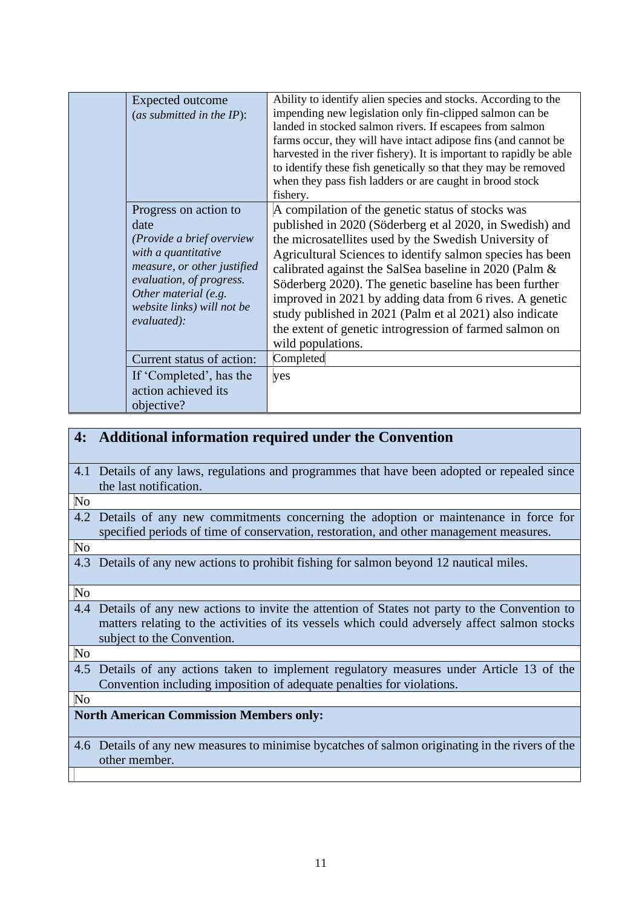| | | |
|---|---|---|
| | Expected outcome (*as submitted in the IP*): | Ability to identify alien species and stocks. According to the impending new legislation only fin-clipped salmon can be landed in stocked salmon rivers. If escapees from salmon farms occur, they will have intact adipose fins (and cannot be harvested in the river fishery). It is important to rapidly be able to identify these fish genetically so that they may be removed when they pass fish ladders or are caught in brood stock fishery. |
| | Progress on action to date *(Provide a brief overview with a quantitative measure, or other justified evaluation, of progress. Other material (e.g. website links) will not be evaluated):* | A compilation of the genetic status of stocks was published in 2020 (Söderberg et al 2020, in Swedish) and the microsatellites used by the Swedish University of Agricultural Sciences to identify salmon species has been calibrated against the SalSea baseline in 2020 (Palm & Söderberg 2020). The genetic baseline has been further improved in 2021 by adding data from 6 rives. A genetic study published in 2021 (Palm et al 2021) also indicate the extent of genetic introgression of farmed salmon on wild populations. |
| | Current status of action: | Completed |
| | If 'Completed', has the action achieved its objective? | yes |

| **4: Additional information required under the Convention** |
|---|
| 4.1 Details of any laws, regulations and programmes that have been adopted or repealed since the last notification. |
| No |
| 4.2 Details of any new commitments concerning the adoption or maintenance in force for specified periods of time of conservation, restoration, and other management measures. |
| No |
| 4.3 Details of any new actions to prohibit fishing for salmon beyond 12 nautical miles. |
| No |
| 4.4 Details of any new actions to invite the attention of States not party to the Convention to matters relating to the activities of its vessels which could adversely affect salmon stocks subject to the Convention. |
| No |
| 4.5 Details of any actions taken to implement regulatory measures under Article 13 of the Convention including imposition of adequate penalties for violations. |
| No |
| **North American Commission Members only:** |
| 4.6 Details of any new measures to minimise bycatches of salmon originating in the rivers of the other member. |
| |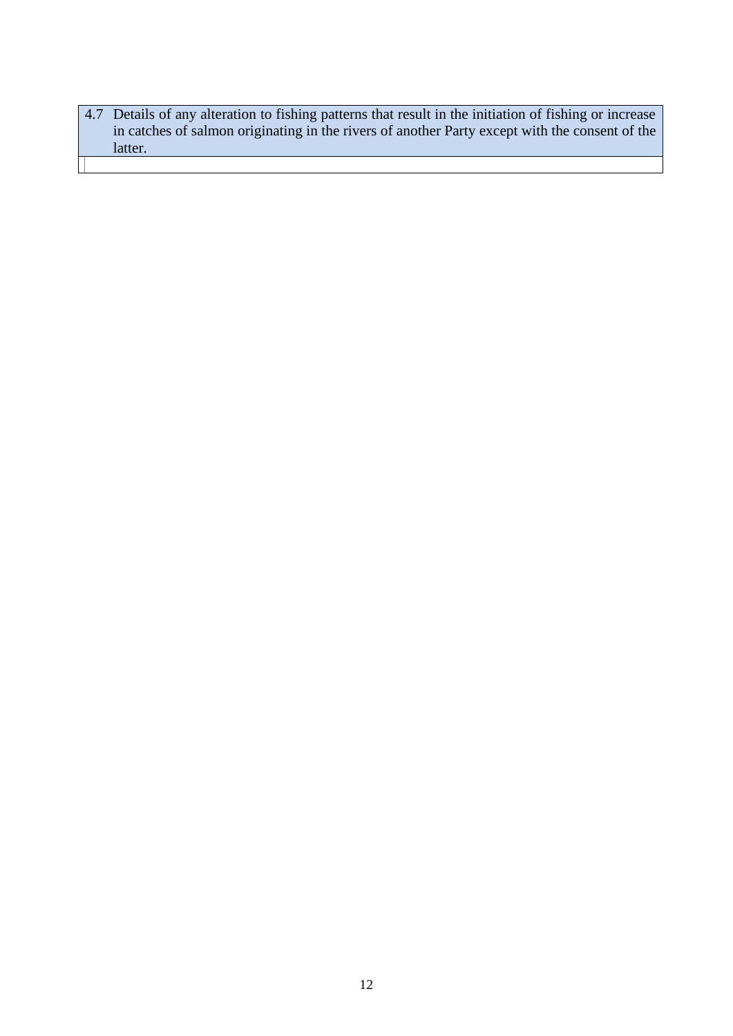| |
|---|
| 4.7 Details of any alteration to fishing patterns that result in the initiation of fishing or increase in catches of salmon originating in the rivers of another Party except with the consent of the latter. |
| |